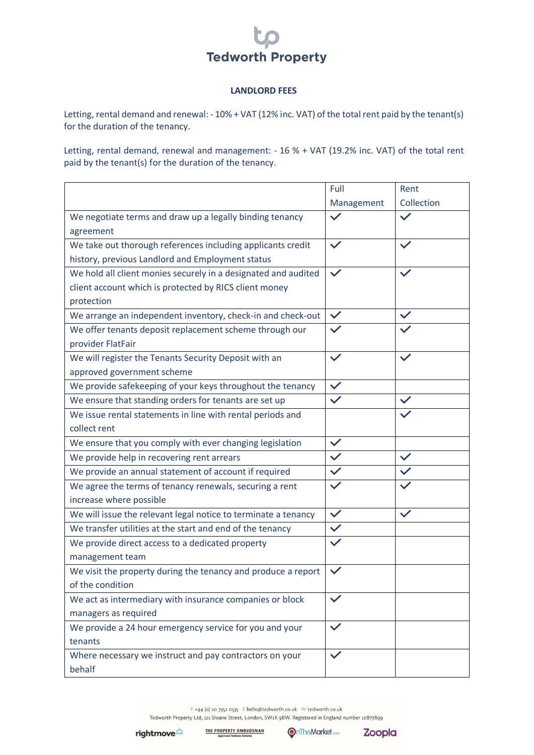# Tedworth Property

**LANDLORD FEES**

Letting, rental demand and renewal: - 10% + VAT (12% inc. VAT) of the total rent paid by the tenant(s) for the duration of the tenancy.

Letting, rental demand, renewal and management: - 16 % + VAT (19.2% inc. VAT) of the total rent paid by the tenant(s) for the duration of the tenancy.

| | Full Management | Rent Collection |
|---|---|---|
| We negotiate terms and draw up a legally binding tenancy agreement | ✓ | ✓ |
| We take out thorough references including applicants credit history, previous Landlord and Employment status | ✓ | ✓ |
| We hold all client monies securely in a designated and audited client account which is protected by RICS client money protection | ✓ | ✓ |
| We arrange an independent inventory, check-in and check-out | ✓ | ✓ |
| We offer tenants deposit replacement scheme through our provider FlatFair | ✓ | ✓ |
| We will register the Tenants Security Deposit with an approved government scheme | ✓ | ✓ |
| We provide safekeeping of your keys throughout the tenancy | ✓ | |
| We ensure that standing orders for tenants are set up | ✓ | ✓ |
| We issue rental statements in line with rental periods and collect rent | | ✓ |
| We ensure that you comply with ever changing legislation | ✓ | |
| We provide help in recovering rent arrears | ✓ | ✓ |
| We provide an annual statement of account if required | ✓ | ✓ |
| We agree the terms of tenancy renewals, securing a rent increase where possible | ✓ | ✓ |
| We will issue the relevant legal notice to terminate a tenancy | ✓ | ✓ |
| We transfer utilities at the start and end of the tenancy | ✓ | |
| We provide direct access to a dedicated property management team | ✓ | |
| We visit the property during the tenancy and produce a report of the condition | ✓ | |
| We act as intermediary with insurance companies or block managers as required | ✓ | |
| We provide a 24 hour emergency service for you and your tenants | ✓ | |
| Where necessary we instruct and pay contractors on your behalf | ✓ | |

T +44 (0) 20 7352 0535 E hello@tedworth.co.uk W tedworth.co.uk
Tedworth Property Ltd, 121 Sloane Street, London, SW1X 9BW. Registered in England number 10877899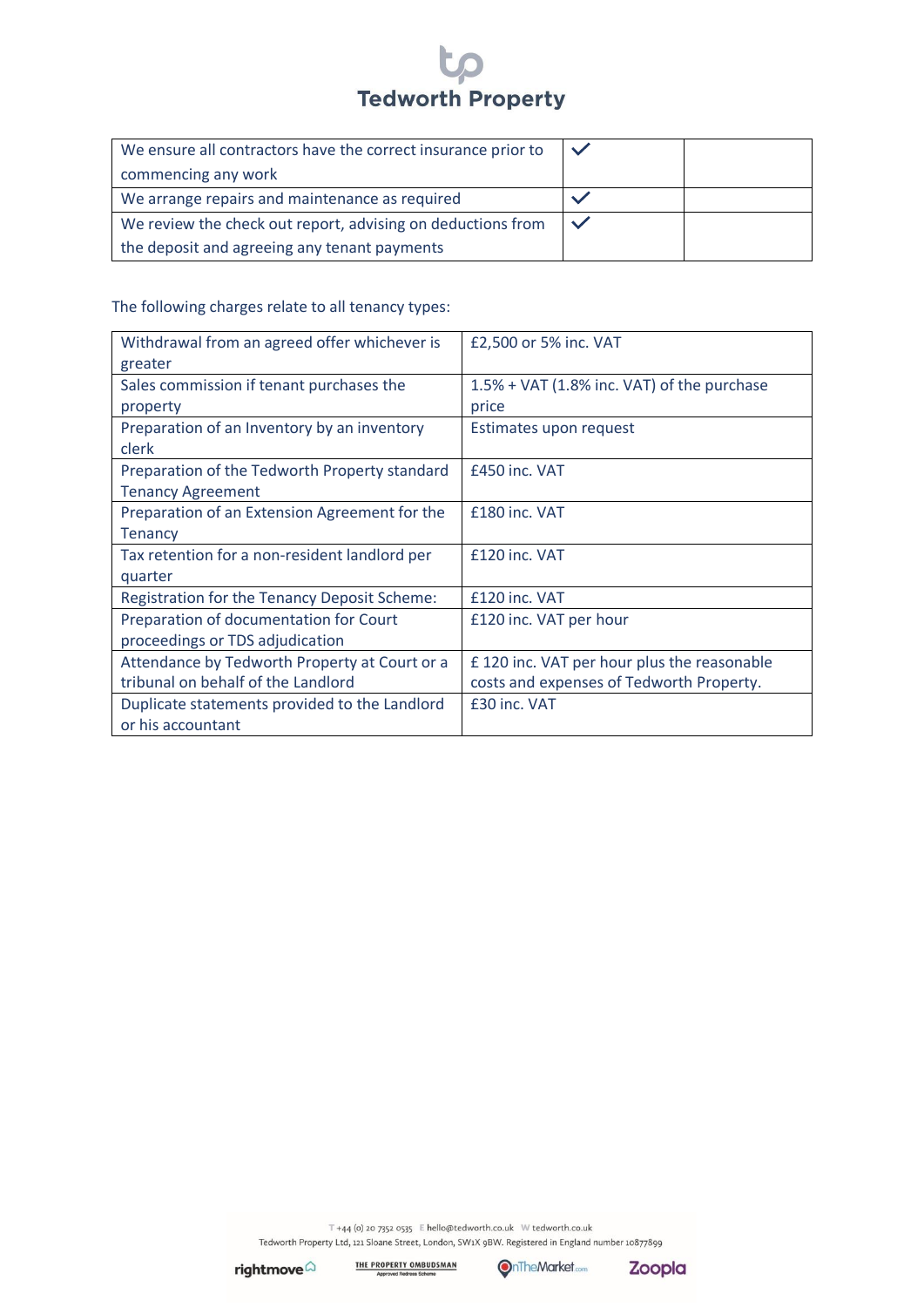| | | |
|---|---|---|
| We ensure all contractors have the correct insurance prior to commencing any work | ✓ | |
| We arrange repairs and maintenance as required | ✓ | |
| We review the check out report, advising on deductions from the deposit and agreeing any tenant payments | ✓ | |

The following charges relate to all tenancy types:

| | |
|---|---|
| Withdrawal from an agreed offer whichever is greater | £2,500 or 5% inc. VAT |
| Sales commission if tenant purchases the property | 1.5% + VAT (1.8% inc. VAT) of the purchase price |
| Preparation of an Inventory by an inventory clerk | Estimates upon request |
| Preparation of the Tedworth Property standard Tenancy Agreement | £450 inc. VAT |
| Preparation of an Extension Agreement for the Tenancy | £180 inc. VAT |
| Tax retention for a non-resident landlord per quarter | £120 inc. VAT |
| Registration for the Tenancy Deposit Scheme: | £120 inc. VAT |
| Preparation of documentation for Court proceedings or TDS adjudication | £120 inc. VAT per hour |
| Attendance by Tedworth Property at Court or a tribunal on behalf of the Landlord | £ 120 inc. VAT per hour plus the reasonable costs and expenses of Tedworth Property. |
| Duplicate statements provided to the Landlord or his accountant | £30 inc. VAT |